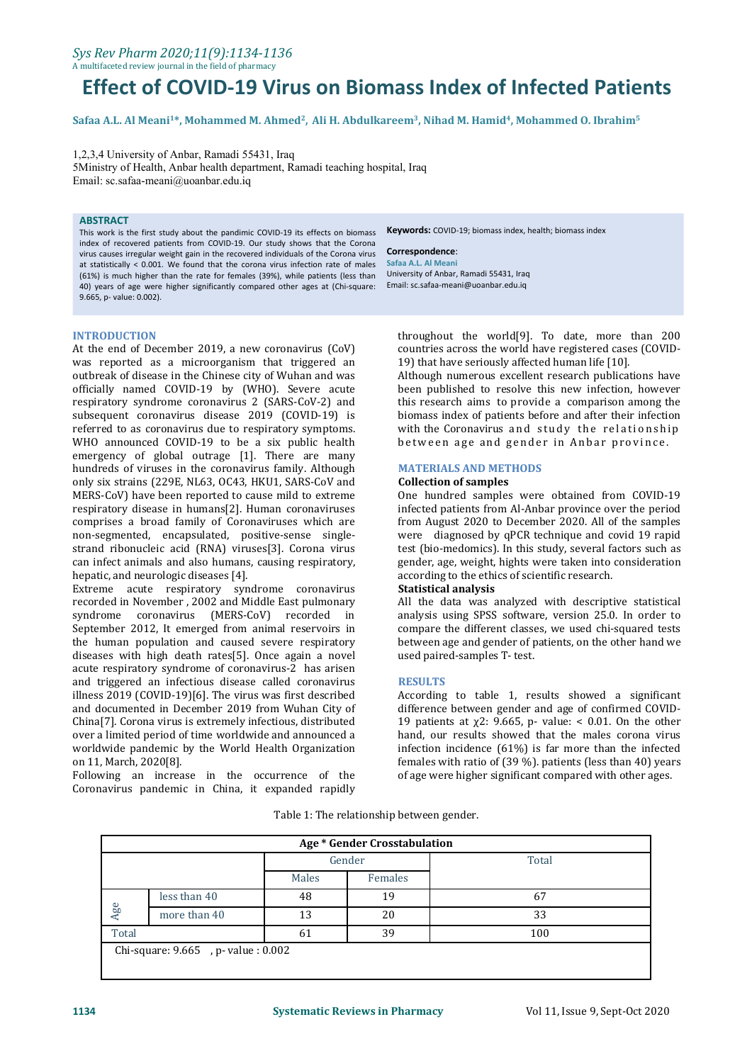# Effect of COVID-19 Virus on Biomass Index of Infected Patients

**Safaa A.L. Al Meani[1]*, Mohammed M. Ahmed[2], Ali H. Abdulkareem[3], Nihad M. Hamid[4], Mohammed O. Ibrahim[5]**

1,2,3,4 University of Anbar, Ramadi 55431, Iraq
5Ministry of Health, Anbar health department, Ramadi teaching hospital, Iraq
Email: sc.safaa-meani@uoanbar.edu.iq

## ABSTRACT

This work is the first study about the pandimic COVID-19 its effects on biomass index of recovered patients from COVID-19. Our study shows that the Corona virus causes irregular weight gain in the recovered individuals of the Corona virus at statistically < 0.001. We found that the corona virus infection rate of males (61%) is much higher than the rate for females (39%), while patients (less than 40) years of age were higher significantly compared other ages at (Chi-square: 9.665, p- value: 0.002).

**Keywords:** COVID-19; biomass index, health; biomass index

**Correspondence**:
Safaa A.L. Al Meani
University of Anbar, Ramadi 55431, Iraq
Email: sc.safaa-meani@uoanbar.edu.iq

## INTRODUCTION

At the end of December 2019, a new coronavirus (CoV) was reported as a microorganism that triggered an outbreak of disease in the Chinese city of Wuhan and was officially named COVID-19 by (WHO). Severe acute respiratory syndrome coronavirus 2 (SARS-CoV-2) and subsequent coronavirus disease 2019 (COVID-19) is referred to as coronavirus due to respiratory symptoms. WHO announced COVID-19 to be a six public health emergency of global outrage [1]. There are many hundreds of viruses in the coronavirus family. Although only six strains (229E, NL63, OC43, HKU1, SARS-CoV and MERS-CoV) have been reported to cause mild to extreme respiratory disease in humans[2]. Human coronaviruses comprises a broad family of Coronaviruses which are non-segmented, encapsulated, positive-sense single-strand ribonucleic acid (RNA) viruses[3]. Corona virus can infect animals and also humans, causing respiratory, hepatic, and neurologic diseases [4].

Extreme acute respiratory syndrome coronavirus recorded in November , 2002 and Middle East pulmonary syndrome coronavirus (MERS-CoV) recorded in September 2012, It emerged from animal reservoirs in the human population and caused severe respiratory diseases with high death rates[5]. Once again a novel acute respiratory syndrome of coronavirus-2 has arisen and triggered an infectious disease called coronavirus illness 2019 (COVID-19)[6]. The virus was first described and documented in December 2019 from Wuhan City of China[7]. Corona virus is extremely infectious, distributed over a limited period of time worldwide and announced a worldwide pandemic by the World Health Organization on 11, March, 2020[8].

Following an increase in the occurrence of the Coronavirus pandemic in China, it expanded rapidly throughout the world[9]. To date, more than 200 countries across the world have registered cases (COVID-19) that have seriously affected human life [10].

Although numerous excellent research publications have been published to resolve this new infection, however this research aims to provide a comparison among the biomass index of patients before and after their infection with the Coronavirus and study the relationship between age and gender in Anbar province.

## MATERIALS AND METHODS

### Collection of samples

One hundred samples were obtained from COVID-19 infected patients from Al-Anbar province over the period from August 2020 to December 2020. All of the samples were diagnosed by qPCR technique and covid 19 rapid test (bio-medomics). In this study, several factors such as gender, age, weight, hights were taken into consideration according to the ethics of scientific research.

### Statistical analysis

All the data was analyzed with descriptive statistical analysis using SPSS software, version 25.0. In order to compare the different classes, we used chi-squared tests between age and gender of patients, on the other hand we used paired-samples T- test.

## RESULTS

According to table 1, results showed a significant difference between gender and age of confirmed COVID-19 patients at $\chi2$: 9.665, p- value: < 0.01. On the other hand, our results showed that the males corona virus infection incidence (61%) is far more than the infected females with ratio of (39 %). patients (less than 40) years of age were higher significant compared with other ages.

Table 1: The relationship between gender.

| Age * Gender Crosstabulation | | | | |
|---|---|---|---|---|
| | | Gender | | Total |
| | | Males | Females | |
| Age | less than 40 | 48 | 19 | 67 |
| | more than 40 | 13 | 20 | 33 |
| Total | | 61 | 39 | 100 |
| Chi-square: 9.665 , p- value : 0.002 | | | | |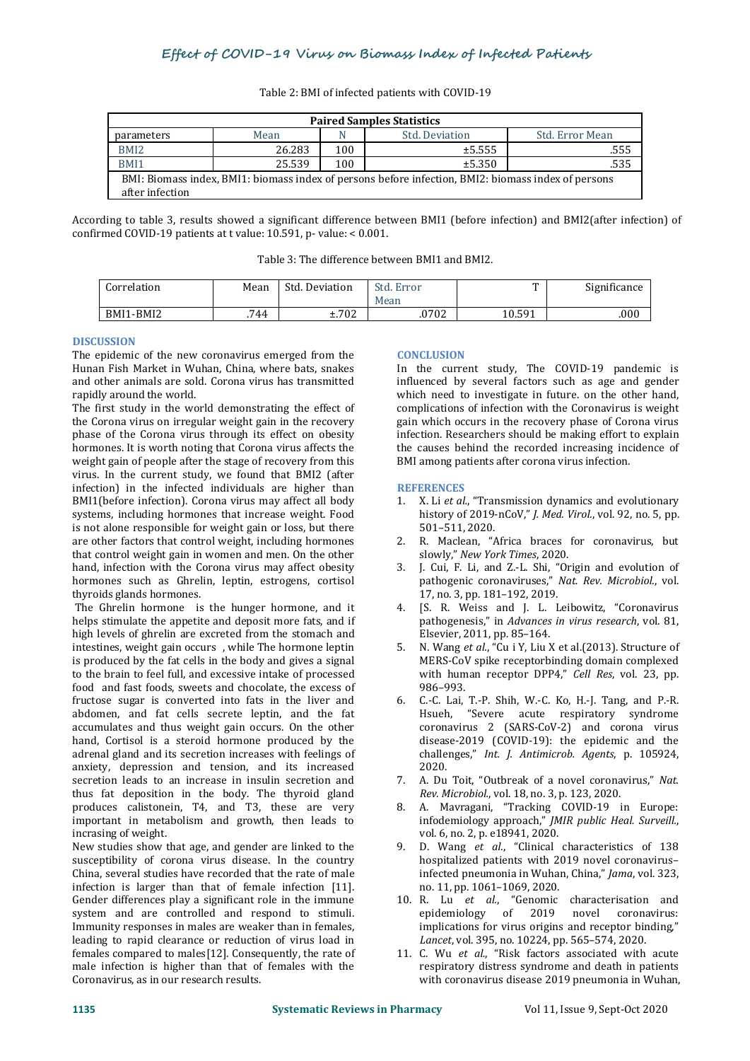Table 2: BMI of infected patients with COVID-19

| Paired Samples Statistics | | | | |
|---|---|---|---|---|
| parameters | Mean | N | Std. Deviation | Std. Error Mean |
| BMI2 | 26.283 | 100 | ±5.555 | .555 |
| BMI1 | 25.539 | 100 | ±5.350 | .535 |
| BMI: Biomass index, BMI1: biomass index of persons before infection, BMI2: biomass index of persons after infection | | | | |

According to table 3, results showed a significant difference between BMI1 (before infection) and BMI2(after infection) of confirmed COVID-19 patients at t value: 10.591, p- value: < 0.001.

Table 3: The difference between BMI1 and BMI2.

| Correlation | Mean | Std. Deviation | Std. Error Mean | T | Significance |
|---|---|---|---|---|---|
| BMI1-BMI2 | .744 | ±.702 | .0702 | 10.591 | .000 |

## DISCUSSION

The epidemic of the new coronavirus emerged from the Hunan Fish Market in Wuhan, China, where bats, snakes and other animals are sold. Corona virus has transmitted rapidly around the world.

The first study in the world demonstrating the effect of the Corona virus on irregular weight gain in the recovery phase of the Corona virus through its effect on obesity hormones. It is worth noting that Corona virus affects the weight gain of people after the stage of recovery from this virus. In the current study, we found that BMI2 (after infection) in the infected individuals are higher than BMI1(before infection). Corona virus may affect all body systems, including hormones that increase weight. Food is not alone responsible for weight gain or loss, but there are other factors that control weight, including hormones that control weight gain in women and men. On the other hand, infection with the Corona virus may affect obesity hormones such as Ghrelin, leptin, estrogens, cortisol thyroids glands hormones.

The Ghrelin hormone is the hunger hormone, and it helps stimulate the appetite and deposit more fats, and if high levels of ghrelin are excreted from the stomach and intestines, weight gain occurs , while The hormone leptin is produced by the fat cells in the body and gives a signal to the brain to feel full, and excessive intake of processed food and fast foods, sweets and chocolate, the excess of fructose sugar is converted into fats in the liver and abdomen, and fat cells secrete leptin, and the fat accumulates and thus weight gain occurs. On the other hand, Cortisol is a steroid hormone produced by the adrenal gland and its secretion increases with feelings of anxiety, depression and tension, and its increased secretion leads to an increase in insulin secretion and thus fat deposition in the body. The thyroid gland produces calistonein, T4, and T3, these are very important in metabolism and growth, then leads to incrasing of weight.

New studies show that age, and gender are linked to the susceptibility of corona virus disease. In the country China, several studies have recorded that the rate of male infection is larger than that of female infection [11]. Gender differences play a significant role in the immune system and are controlled and respond to stimuli. Immunity responses in males are weaker than in females, leading to rapid clearance or reduction of virus load in females compared to males[12]. Consequently, the rate of male infection is higher than that of females with the Coronavirus, as in our research results.

## CONCLUSION

In the current study, The COVID-19 pandemic is influenced by several factors such as age and gender which need to investigate in future. on the other hand, complications of infection with the Coronavirus is weight gain which occurs in the recovery phase of Corona virus infection. Researchers should be making effort to explain the causes behind the recorded increasing incidence of BMI among patients after corona virus infection.

## REFERENCES

1. X. Li *et al.*, "Transmission dynamics and evolutionary history of 2019-nCoV," *J. Med. Virol.*, vol. 92, no. 5, pp. 501–511, 2020.
2. R. Maclean, "Africa braces for coronavirus, but slowly," *New York Times*, 2020.
3. J. Cui, F. Li, and Z.-L. Shi, "Origin and evolution of pathogenic coronaviruses," *Nat. Rev. Microbiol.*, vol. 17, no. 3, pp. 181–192, 2019.
4. [S. R. Weiss and J. L. Leibowitz, "Coronavirus pathogenesis," in *Advances in virus research*, vol. 81, Elsevier, 2011, pp. 85–164.
5. N. Wang *et al.*, "Cu i Y, Liu X et al.(2013). Structure of MERS-CoV spike receptorbinding domain complexed with human receptor DPP4," *Cell Res*, vol. 23, pp. 986–993.
6. C.-C. Lai, T.-P. Shih, W.-C. Ko, H.-J. Tang, and P.-R. Hsueh, "Severe acute respiratory syndrome coronavirus 2 (SARS-CoV-2) and corona virus disease-2019 (COVID-19): the epidemic and the challenges," *Int. J. Antimicrob. Agents*, p. 105924, 2020.
7. A. Du Toit, "Outbreak of a novel coronavirus," *Nat. Rev. Microbiol.*, vol. 18, no. 3, p. 123, 2020.
8. A. Mavragani, "Tracking COVID-19 in Europe: infodemiology approach," *JMIR public Heal. Surveill.*, vol. 6, no. 2, p. e18941, 2020.
9. D. Wang *et al.*, "Clinical characteristics of 138 hospitalized patients with 2019 novel coronavirus–infected pneumonia in Wuhan, China," *Jama*, vol. 323, no. 11, pp. 1061–1069, 2020.
10. R. Lu *et al.*, "Genomic characterisation and epidemiology of 2019 novel coronavirus: implications for virus origins and receptor binding," *Lancet*, vol. 395, no. 10224, pp. 565–574, 2020.
11. C. Wu *et al.*, "Risk factors associated with acute respiratory distress syndrome and death in patients with coronavirus disease 2019 pneumonia in Wuhan,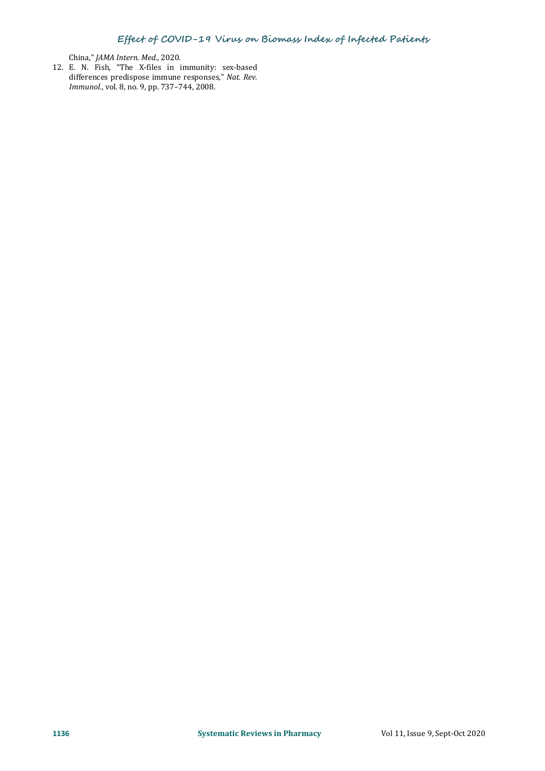China," *JAMA Intern. Med.*, 2020.

12. E. N. Fish, "The X-files in immunity: sex-based differences predispose immune responses," *Nat. Rev. Immunol.*, vol. 8, no. 9, pp. 737–744, 2008.